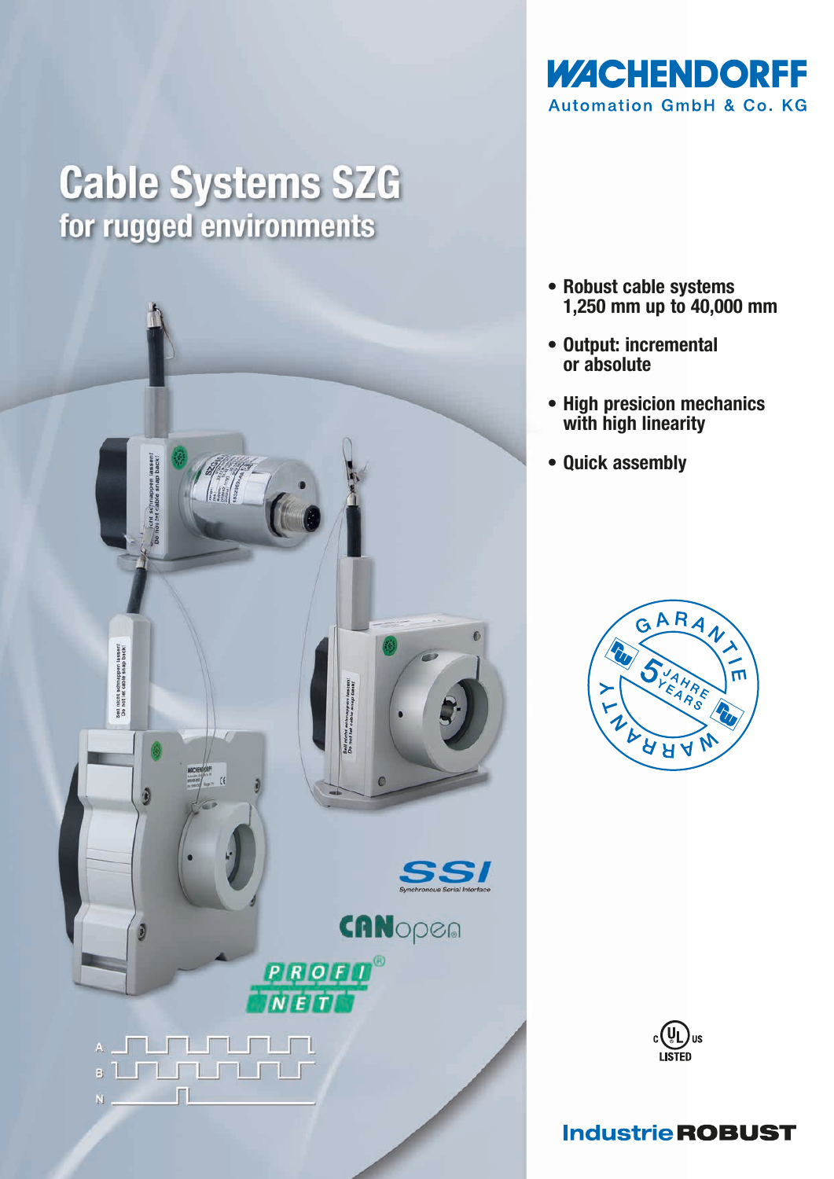**WACHENDORFF**
Automation GmbH & Co. KG

# Cable Systems SZG
## for rugged environments

- Robust cable systems 1,250 mm up to 40,000 mm
- Output: incremental or absolute
- High presicion mechanics with high linearity
- Quick assembly

SSI
Synchronous Serial Interface

CANopen

PROFI NET

GARANTIE 5 JAHRE YEARS WARRANTY

c UL us LISTED

**IndustrieROBUST**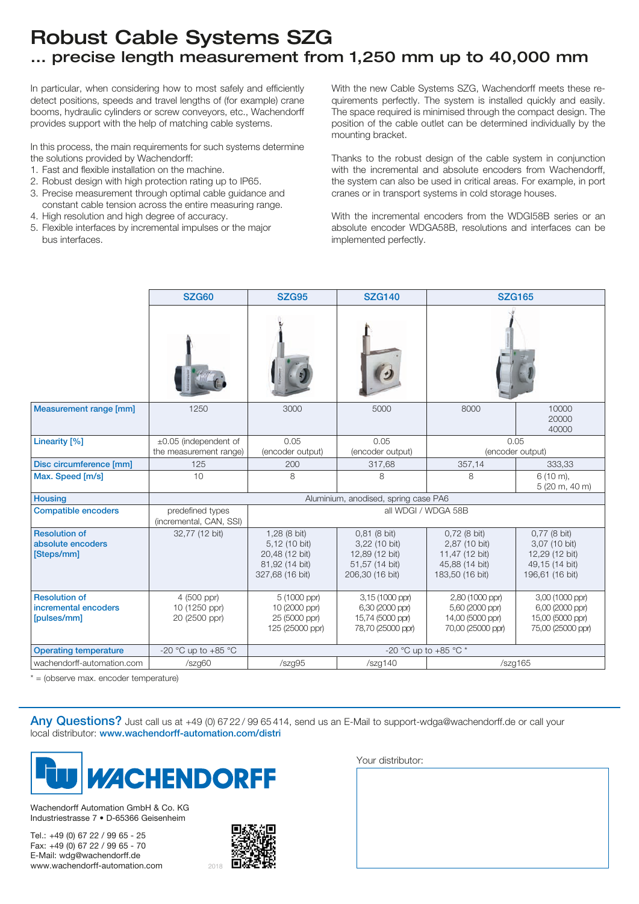# Robust Cable Systems SZG

## ... precise length measurement from 1,250 mm up to 40,000 mm

In particular, when considering how to most safely and efficiently detect positions, speeds and travel lengths of (for example) crane booms, hydraulic cylinders or screw conveyors, etc., Wachendorff provides support with the help of matching cable systems.

In this process, the main requirements for such systems determine the solutions provided by Wachendorff:

1. Fast and flexible installation on the machine.
2. Robust design with high protection rating up to IP65.
3. Precise measurement through optimal cable guidance and constant cable tension across the entire measuring range.
4. High resolution and high degree of accuracy.
5. Flexible interfaces by incremental impulses or the major bus interfaces.

With the new Cable Systems SZG, Wachendorff meets these requirements perfectly. The system is installed quickly and easily. The space required is minimised through the compact design. The position of the cable outlet can be determined individually by the mounting bracket.

Thanks to the robust design of the cable system in conjunction with the incremental and absolute encoders from Wachendorff, the system can also be used in critical areas. For example, in port cranes or in transport systems in cold storage houses.

With the incremental encoders from the WDGI58B series or an absolute encoder WDGA58B, resolutions and interfaces can be implemented perfectly.

| | SZG60 | SZG95 | SZG140 | SZG165 | |
|---|---|---|---|---|---|
| Measurement range [mm] | 1250 | 3000 | 5000 | 8000 | 10000<br>20000<br>40000 |
| Linearity [%] | ±0.05 (independent of the measurement range) | 0.05 (encoder output) | 0.05 (encoder output) | 0.05 (encoder output) | |
| Disc circumference [mm] | 125 | 200 | 317,68 | 357,14 | 333,33 |
| Max. Speed [m/s] | 10 | 8 | 8 | 8 | 6 (10 m),<br>5 (20 m, 40 m) |
| Housing | Aluminium, anodised, spring case PA6 | | | | |
| Compatible encoders | predefined types (incremental, CAN, SSI) | all WDGI / WDGA 58B | | | |
| Resolution of absolute encoders [Steps/mm] | 32,77 (12 bit) | 1,28 (8 bit)<br>5,12 (10 bit)<br>20,48 (12 bit)<br>81,92 (14 bit)<br>327,68 (16 bit) | 0,81 (8 bit)<br>3,22 (10 bit)<br>12,89 (12 bit)<br>51,57 (14 bit)<br>206,30 (16 bit) | 0,72 (8 bit)<br>2,87 (10 bit)<br>11,47 (12 bit)<br>45,88 (14 bit)<br>183,50 (16 bit) | 0,77 (8 bit)<br>3,07 (10 bit)<br>12,29 (12 bit)<br>49,15 (14 bit)<br>196,61 (16 bit) |
| Resolution of incremental encoders [pulses/mm] | 4 (500 ppr)<br>10 (1250 ppr)<br>20 (2500 ppr) | 5 (1000 ppr)<br>10 (2000 ppr)<br>25 (5000 ppr)<br>125 (25000 ppr) | 3,15 (1000 ppr)<br>6,30 (2000 ppr)<br>15,74 (5000 ppr)<br>78,70 (25000 ppr) | 2,80 (1000 ppr)<br>5,60 (2000 ppr)<br>14,00 (5000 ppr)<br>70,00 (25000 ppr) | 3,00 (1000 ppr)<br>6,00 (2000 ppr)<br>15,00 (5000 ppr)<br>75,00 (25000 ppr) |
| Operating temperature | -20 °C up to +85 °C | -20 °C up to +85 °C * | | | |
| wachendorff-automation.com | /szg60 | /szg95 | /szg140 | /szg165 | |

* = (observe max. encoder temperature)

**Any Questions?** Just call us at +49 (0) 6722 / 99 65 414, send us an E-Mail to support-wdga@wachendorff.de or call your local distributor: **www.wachendorff-automation.com/distri**

WACHENDORFF

Wachendorff Automation GmbH & Co. KG
Industriestrasse 7 • D-65366 Geisenheim

Tel.: +49 (0) 67 22 / 99 65 - 25
Fax: +49 (0) 67 22 / 99 65 - 70
E-Mail: wdg@wachendorff.de
www.wachendorff-automation.com

2018

Your distributor: